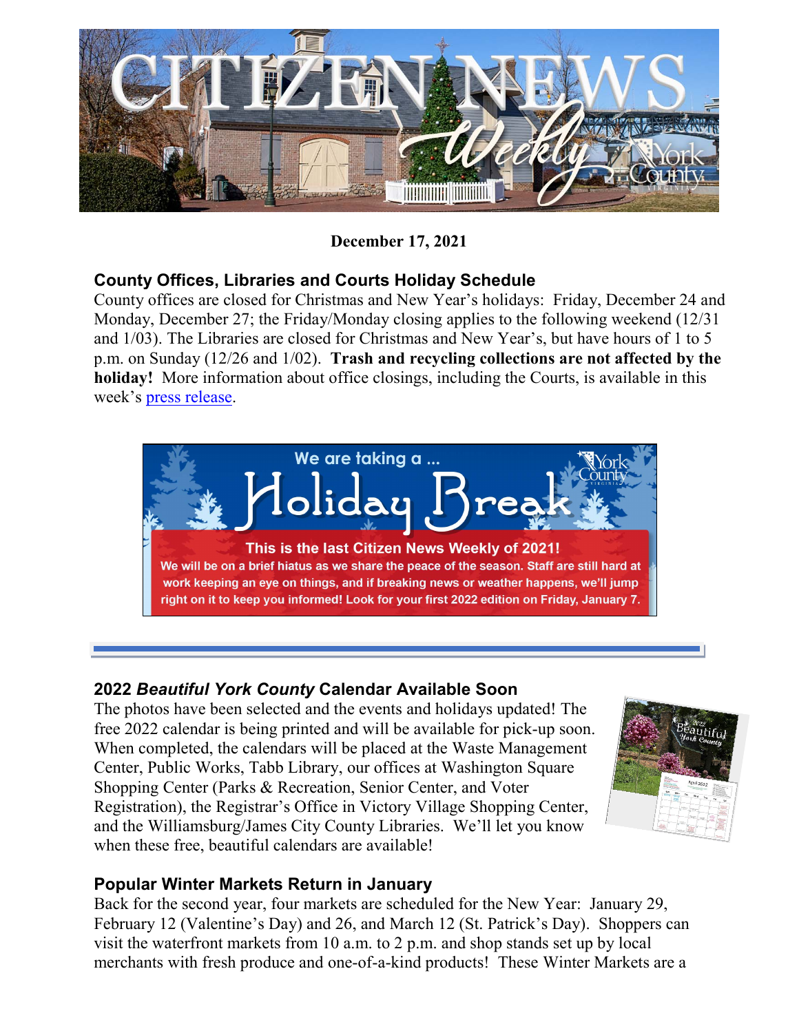**December 17, 2021**

## County Offices, Libraries and Courts Holiday Schedule

County offices are closed for Christmas and New Year's holidays: Friday, December 24 and Monday, December 27; the Friday/Monday closing applies to the following weekend (12/31 and 1/03). The Libraries are closed for Christmas and New Year's, but have hours of 1 to 5 p.m. on Sunday (12/26 and 1/02). **Trash and recycling collections are not affected by the holiday!** More information about office closings, including the Courts, is available in this week's press release.

We are taking a ...

**Holiday Break**

**This is the last Citizen News Weekly of 2021!**

**We will be on a brief hiatus as we share the peace of the season. Staff are still hard at work keeping an eye on things, and if breaking news or weather happens, we'll jump right on it to keep you informed! Look for your first 2022 edition on Friday, January 7.**

---

## 2022 *Beautiful York County* Calendar Available Soon

The photos have been selected and the events and holidays updated! The free 2022 calendar is being printed and will be available for pick-up soon. When completed, the calendars will be placed at the Waste Management Center, Public Works, Tabb Library, our offices at Washington Square Shopping Center (Parks & Recreation, Senior Center, and Voter Registration), the Registrar's Office in Victory Village Shopping Center, and the Williamsburg/James City County Libraries. We'll let you know when these free, beautiful calendars are available!

## Popular Winter Markets Return in January

Back for the second year, four markets are scheduled for the New Year: January 29, February 12 (Valentine's Day) and 26, and March 12 (St. Patrick's Day). Shoppers can visit the waterfront markets from 10 a.m. to 2 p.m. and shop stands set up by local merchants with fresh produce and one-of-a-kind products! These Winter Markets are a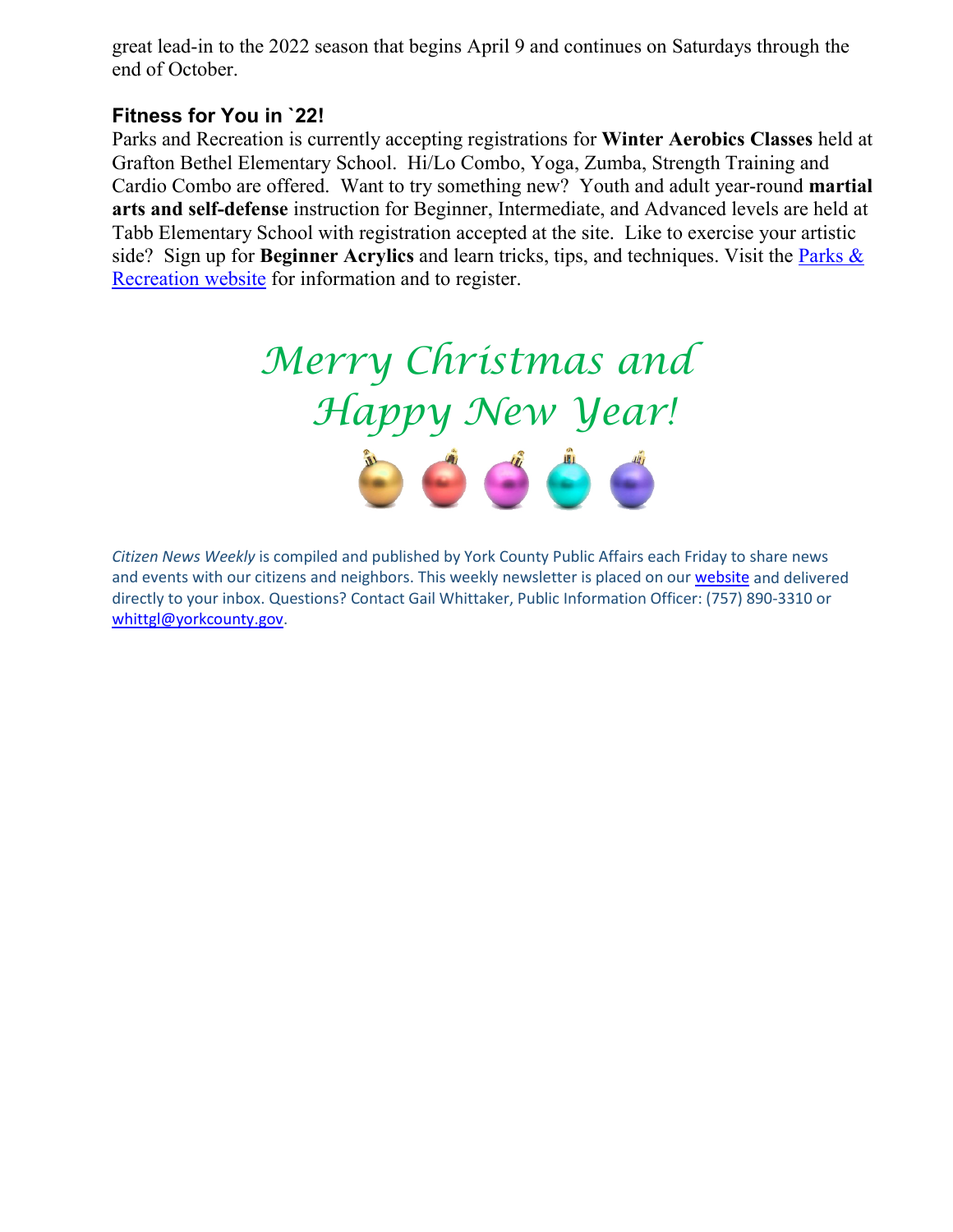great lead-in to the 2022 season that begins April 9 and continues on Saturdays through the end of October.

### Fitness for You in `22!

Parks and Recreation is currently accepting registrations for **Winter Aerobics Classes** held at Grafton Bethel Elementary School. Hi/Lo Combo, Yoga, Zumba, Strength Training and Cardio Combo are offered. Want to try something new? Youth and adult year-round **martial arts and self-defense** instruction for Beginner, Intermediate, and Advanced levels are held at Tabb Elementary School with registration accepted at the site. Like to exercise your artistic side? Sign up for **Beginner Acrylics** and learn tricks, tips, and techniques. Visit the Parks & Recreation website for information and to register.

*Merry Christmas and Happy New Year!*

*Citizen News Weekly* is compiled and published by York County Public Affairs each Friday to share news and events with our citizens and neighbors. This weekly newsletter is placed on our website and delivered directly to your inbox. Questions? Contact Gail Whittaker, Public Information Officer: (757) 890-3310 or whittgl@yorkcounty.gov.